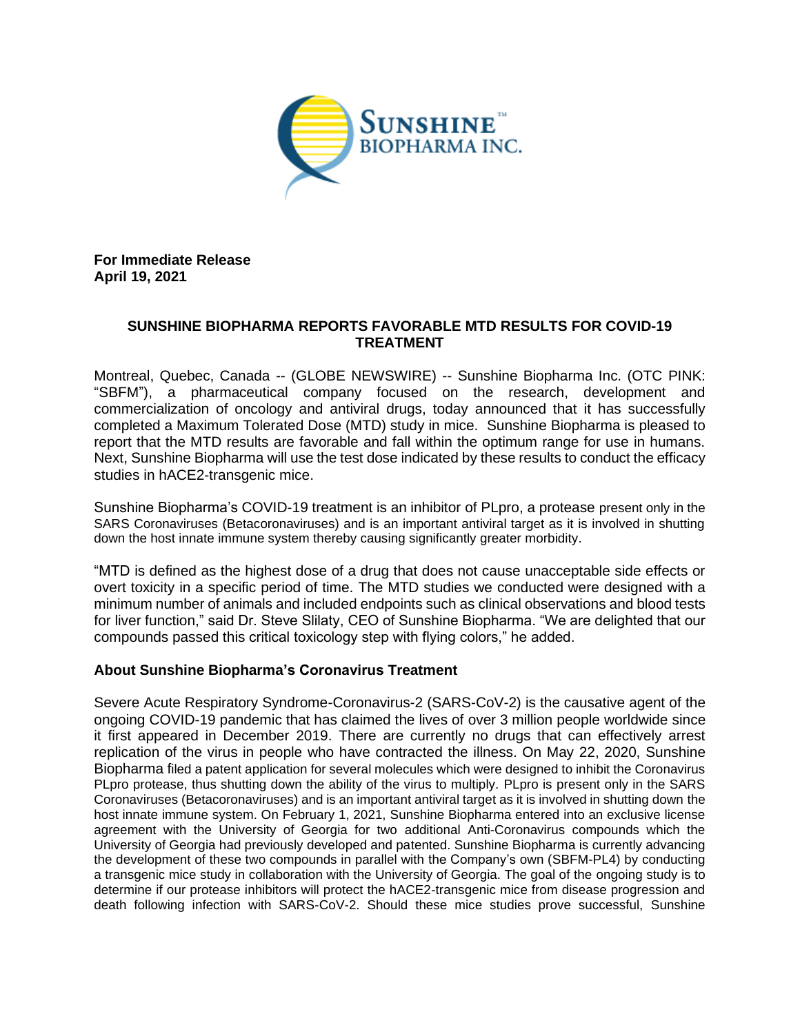**For Immediate Release**
**April 19, 2021**

## SUNSHINE BIOPHARMA REPORTS FAVORABLE MTD RESULTS FOR COVID-19 TREATMENT

Montreal, Quebec, Canada -- (GLOBE NEWSWIRE) -- Sunshine Biopharma Inc. (OTC PINK: "SBFM"), a pharmaceutical company focused on the research, development and commercialization of oncology and antiviral drugs, today announced that it has successfully completed a Maximum Tolerated Dose (MTD) study in mice. Sunshine Biopharma is pleased to report that the MTD results are favorable and fall within the optimum range for use in humans. Next, Sunshine Biopharma will use the test dose indicated by these results to conduct the efficacy studies in hACE2-transgenic mice.

Sunshine Biopharma's COVID-19 treatment is an inhibitor of PLpro, a protease present only in the SARS Coronaviruses (Betacoronaviruses) and is an important antiviral target as it is involved in shutting down the host innate immune system thereby causing significantly greater morbidity.

"MTD is defined as the highest dose of a drug that does not cause unacceptable side effects or overt toxicity in a specific period of time. The MTD studies we conducted were designed with a minimum number of animals and included endpoints such as clinical observations and blood tests for liver function," said Dr. Steve Slilaty, CEO of Sunshine Biopharma. "We are delighted that our compounds passed this critical toxicology step with flying colors," he added.

### About Sunshine Biopharma's Coronavirus Treatment

Severe Acute Respiratory Syndrome-Coronavirus-2 (SARS-CoV-2) is the causative agent of the ongoing COVID-19 pandemic that has claimed the lives of over 3 million people worldwide since it first appeared in December 2019. There are currently no drugs that can effectively arrest replication of the virus in people who have contracted the illness. On May 22, 2020, Sunshine Biopharma filed a patent application for several molecules which were designed to inhibit the Coronavirus PLpro protease, thus shutting down the ability of the virus to multiply. PLpro is present only in the SARS Coronaviruses (Betacoronaviruses) and is an important antiviral target as it is involved in shutting down the host innate immune system. On February 1, 2021, Sunshine Biopharma entered into an exclusive license agreement with the University of Georgia for two additional Anti-Coronavirus compounds which the University of Georgia had previously developed and patented. Sunshine Biopharma is currently advancing the development of these two compounds in parallel with the Company's own (SBFM-PL4) by conducting a transgenic mice study in collaboration with the University of Georgia. The goal of the ongoing study is to determine if our protease inhibitors will protect the hACE2-transgenic mice from disease progression and death following infection with SARS-CoV-2. Should these mice studies prove successful, Sunshine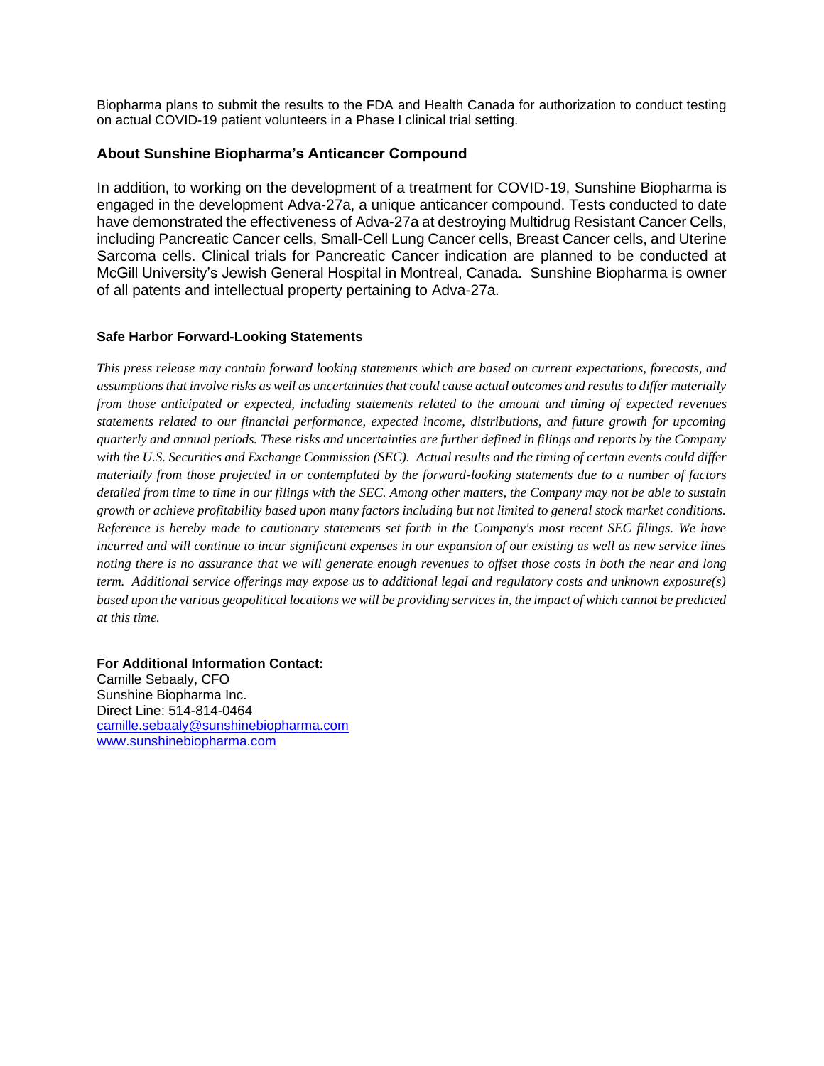Biopharma plans to submit the results to the FDA and Health Canada for authorization to conduct testing on actual COVID-19 patient volunteers in a Phase I clinical trial setting.

## About Sunshine Biopharma's Anticancer Compound

In addition, to working on the development of a treatment for COVID-19, Sunshine Biopharma is engaged in the development Adva-27a, a unique anticancer compound. Tests conducted to date have demonstrated the effectiveness of Adva-27a at destroying Multidrug Resistant Cancer Cells, including Pancreatic Cancer cells, Small-Cell Lung Cancer cells, Breast Cancer cells, and Uterine Sarcoma cells. Clinical trials for Pancreatic Cancer indication are planned to be conducted at McGill University's Jewish General Hospital in Montreal, Canada. Sunshine Biopharma is owner of all patents and intellectual property pertaining to Adva-27a.

### Safe Harbor Forward-Looking Statements

*This press release may contain forward looking statements which are based on current expectations, forecasts, and assumptions that involve risks as well as uncertainties that could cause actual outcomes and results to differ materially from those anticipated or expected, including statements related to the amount and timing of expected revenues statements related to our financial performance, expected income, distributions, and future growth for upcoming quarterly and annual periods. These risks and uncertainties are further defined in filings and reports by the Company with the U.S. Securities and Exchange Commission (SEC). Actual results and the timing of certain events could differ materially from those projected in or contemplated by the forward-looking statements due to a number of factors detailed from time to time in our filings with the SEC. Among other matters, the Company may not be able to sustain growth or achieve profitability based upon many factors including but not limited to general stock market conditions. Reference is hereby made to cautionary statements set forth in the Company's most recent SEC filings. We have incurred and will continue to incur significant expenses in our expansion of our existing as well as new service lines noting there is no assurance that we will generate enough revenues to offset those costs in both the near and long term. Additional service offerings may expose us to additional legal and regulatory costs and unknown exposure(s) based upon the various geopolitical locations we will be providing services in, the impact of which cannot be predicted at this time.*

**For Additional Information Contact:**
Camille Sebaaly, CFO
Sunshine Biopharma Inc.
Direct Line: 514-814-0464
camille.sebaaly@sunshinebiopharma.com
www.sunshinebiopharma.com